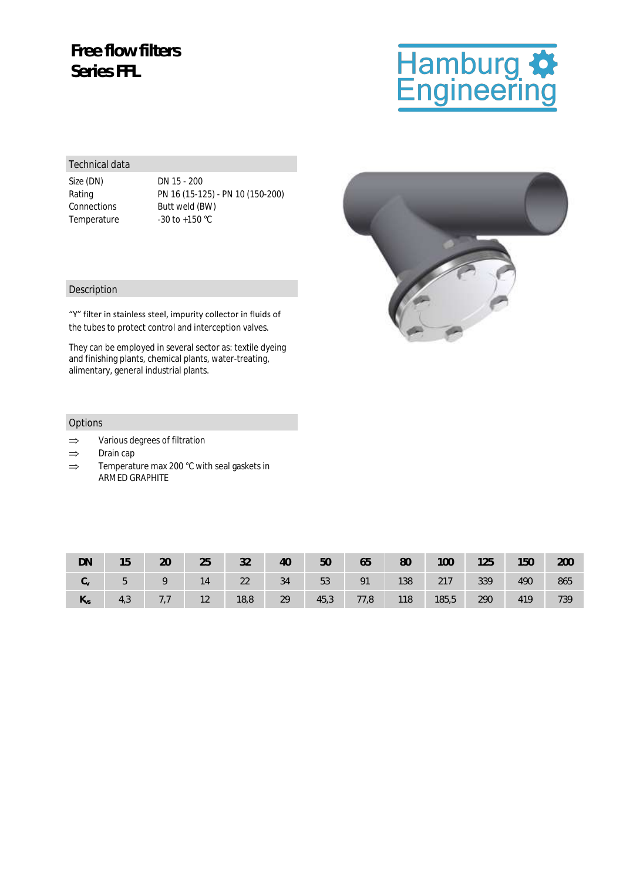# Free flow filters Series FFL

Hamburg Engineering

## Technical data

| | |
|---|---|
| Size (DN) | DN 15 - 200 |
| Rating | PN 16 (15-125) - PN 10 (150-200) |
| Connections | Butt weld (BW) |
| Temperature | -30 to +150 °C |

## Description

"Y" filter in stainless steel, impurity collector in fluids of the tubes to protect control and interception valves.

They can be employed in several sector as: textile dyeing and finishing plants, chemical plants, water-treating, alimentary, general industrial plants.

## Options

- ⇒ Various degrees of filtration
- ⇒ Drain cap
- ⇒ Temperature max 200 °C with seal gaskets in ARMED GRAPHITE

| DN | 15 | 20 | 25 | 32 | 40 | 50 | 65 | 80 | 100 | 125 | 150 | 200 |
|---|---|---|---|---|---|---|---|---|---|---|---|---|
| $C_v$ | 5 | 9 | 14 | 22 | 34 | 53 | 91 | 138 | 217 | 339 | 490 | 865 |
| $K_{vs}$ | 4,3 | 7,7 | 12 | 18,8 | 29 | 45,3 | 77,8 | 118 | 185,5 | 290 | 419 | 739 |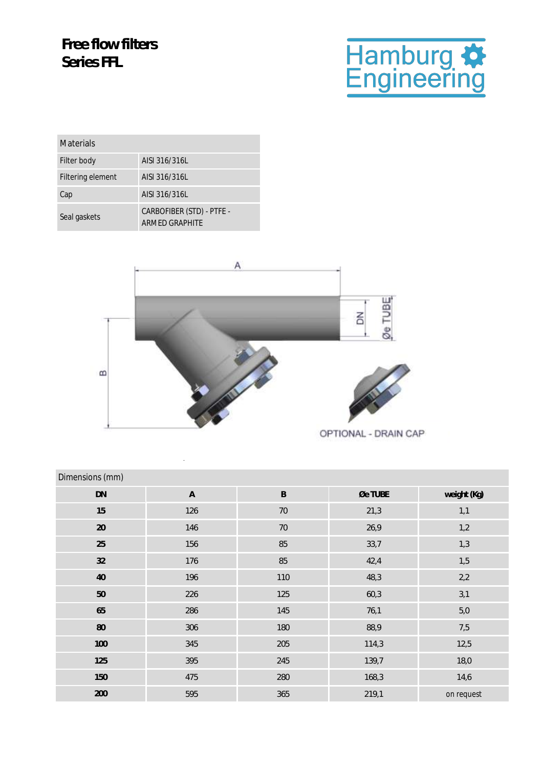# Free flow filters
# Series FFL

Hamburg Engineering

| Materials | |
|---|---|
| Filter body | AISI 316/316L |
| Filtering element | AISI 316/316L |
| Cap | AISI 316/316L |
| Seal gaskets | CARBOFIBER (STD) - PTFE - ARMED GRAPHITE |

A

B

DN

Øe TUBE

OPTIONAL - DRAIN CAP

| Dimensions (mm) | | | | |
|---|---|---|---|---|
| **DN** | **A** | **B** | **Øe TUBE** | **weight (Kg)** |
| **15** | 126 | 70 | 21,3 | 1,1 |
| **20** | 146 | 70 | 26,9 | 1,2 |
| **25** | 156 | 85 | 33,7 | 1,3 |
| **32** | 176 | 85 | 42,4 | 1,5 |
| **40** | 196 | 110 | 48,3 | 2,2 |
| **50** | 226 | 125 | 60,3 | 3,1 |
| **65** | 286 | 145 | 76,1 | 5,0 |
| **80** | 306 | 180 | 88,9 | 7,5 |
| **100** | 345 | 205 | 114,3 | 12,5 |
| **125** | 395 | 245 | 139,7 | 18,0 |
| **150** | 475 | 280 | 168,3 | 14,6 |
| **200** | 595 | 365 | 219,1 | on request |